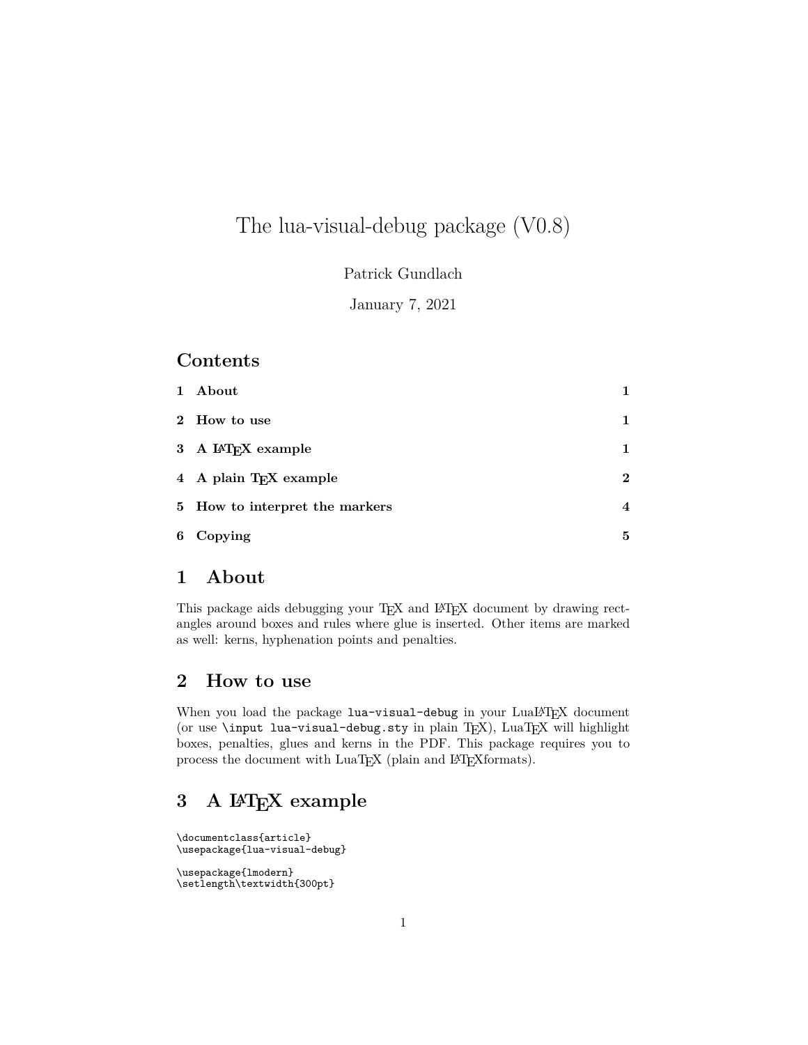# The lua-visual-debug package (V0.8)

Patrick Gundlach

January 7, 2021

## Contents

1 About — 1

2 How to use — 1

3 A LaTeX example — 1

4 A plain TeX example — 2

5 How to interpret the markers — 4

6 Copying — 5

## 1 About

This package aids debugging your TeX and LaTeX document by drawing rectangles around boxes and rules where glue is inserted. Other items are marked as well: kerns, hyphenation points and penalties.

## 2 How to use

When you load the package `lua-visual-debug` in your LuaLaTeX document (or use `\input lua-visual-debug.sty` in plain TeX), LuaTeX will highlight boxes, penalties, glues and kerns in the PDF. This package requires you to process the document with LuaTeX (plain and LaTeXformats).

## 3 A LaTeX example

```
\documentclass{article}
\usepackage{lua-visual-debug}

\usepackage{lmodern}
\setlength\textwidth{300pt}
```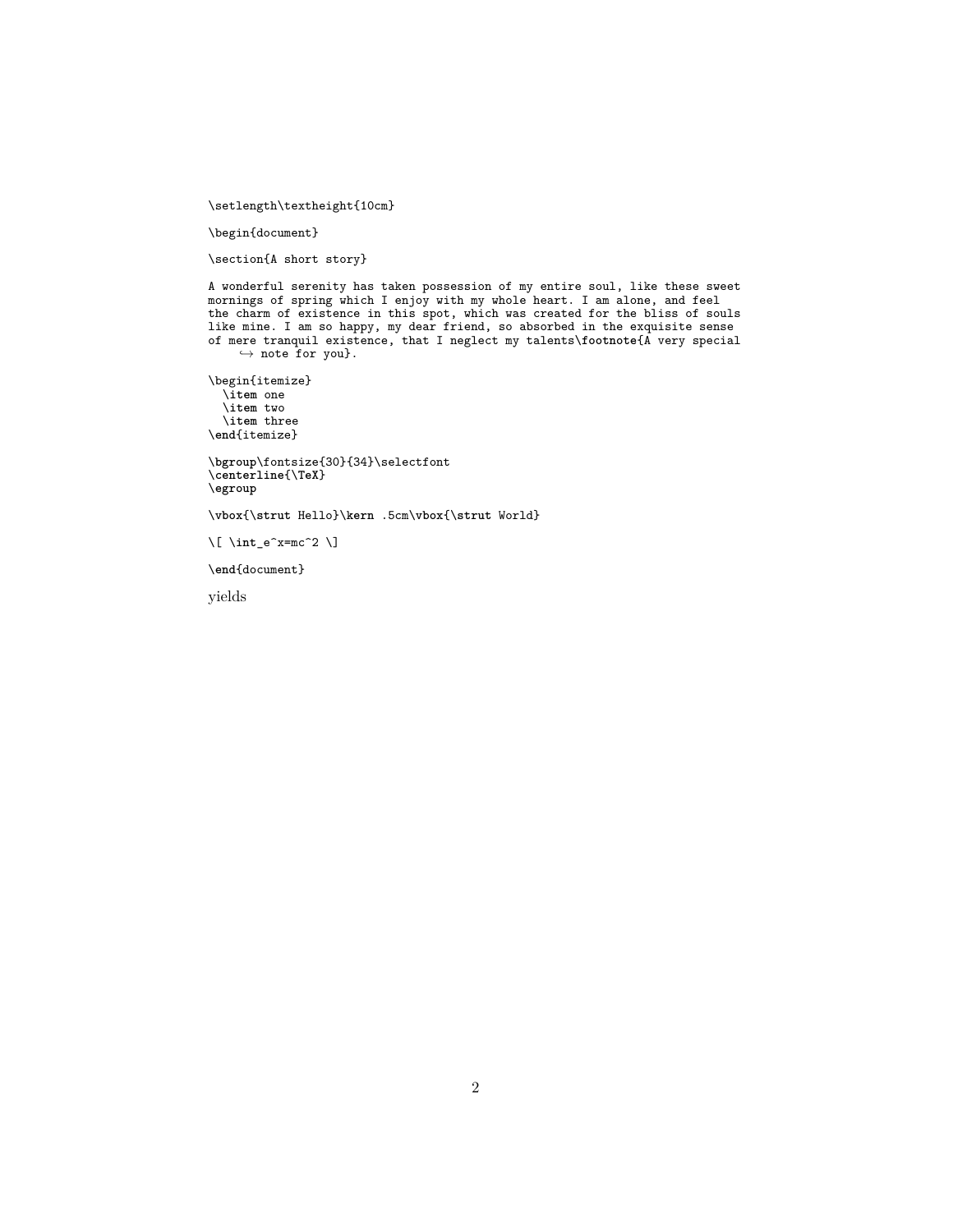```
\setlength\textheight{10cm}

\begin{document}

\section{A short story}

A wonderful serenity has taken possession of my entire soul, like these sweet
mornings of spring which I enjoy with my whole heart. I am alone, and feel
the charm of existence in this spot, which was created for the bliss of souls
like mine. I am so happy, my dear friend, so absorbed in the exquisite sense
of mere tranquil existence, that I neglect my talents\footnote{A very special
    ↪ note for you}.

\begin{itemize}
  \item one
  \item two
  \item three
\end{itemize}

\bgroup\fontsize{30}{34}\selectfont
\centerline{\TeX}
\egroup

\vbox{\strut Hello}\kern .5cm\vbox{\strut World}

\[ \int_e^x=mc^2 \]

\end{document}
```

yields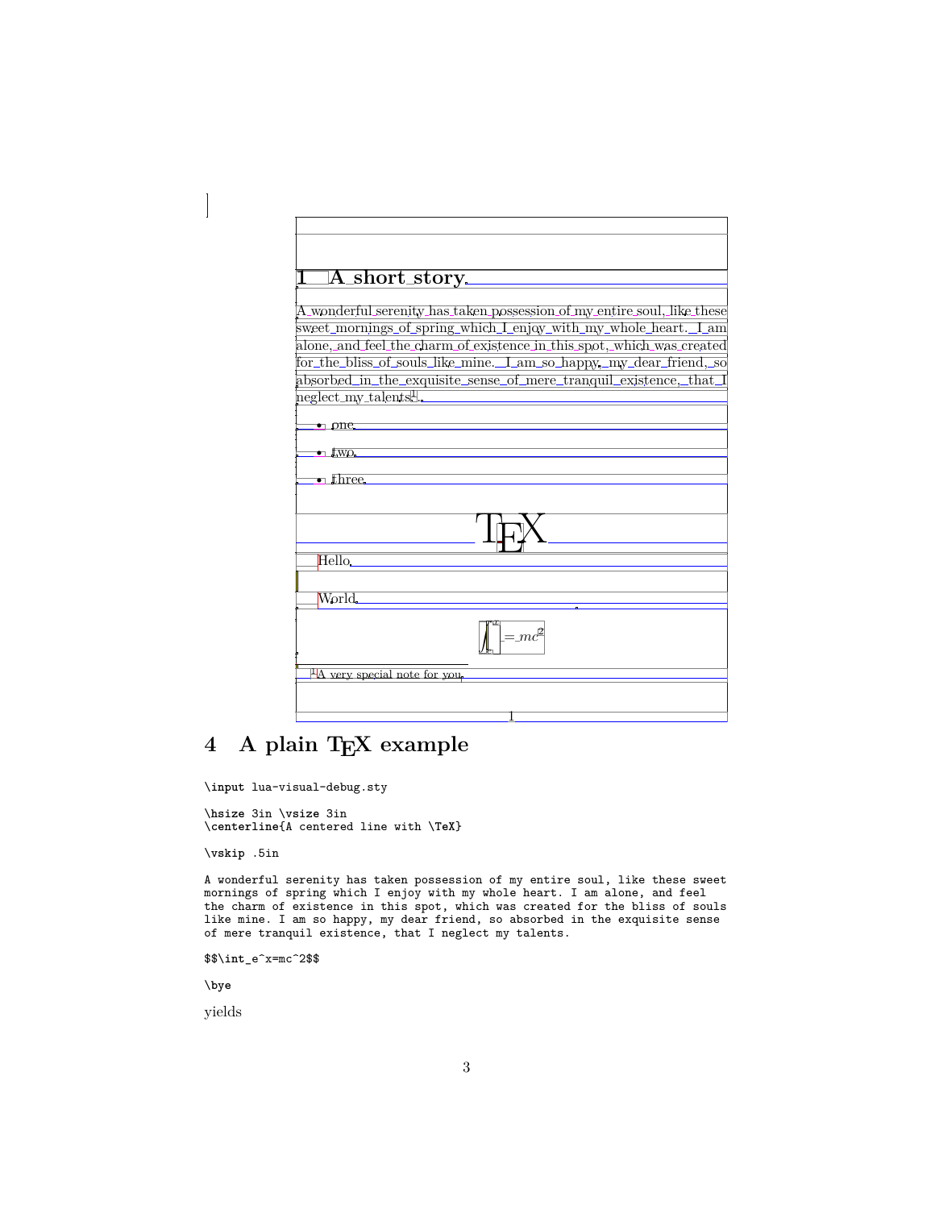# 1 A short story

A wonderful serenity has taken possession of my entire soul, like these sweet mornings of spring which I enjoy with my whole heart. I am alone, and feel the charm of existence in this spot, which was created for the bliss of souls like mine. I am so happy, my dear friend, so absorbed in the exquisite sense of mere tranquil existence, that I neglect my talents[1].

- one
- two
- three

TEX

Hello

World

$$\int_e^x = mc^2$$

[1]A very special note for you.

## 4 A plain TEX example

```
\input lua-visual-debug.sty

\hsize 3in \vsize 3in
\centerline{A centered line with \TeX}

\vskip .5in

A wonderful serenity has taken possession of my entire soul, like these sweet
mornings of spring which I enjoy with my whole heart. I am alone, and feel
the charm of existence in this spot, which was created for the bliss of souls
like mine. I am so happy, my dear friend, so absorbed in the exquisite sense
of mere tranquil existence, that I neglect my talents.

$$\int_e^x=mc^2$$

\bye
```

yields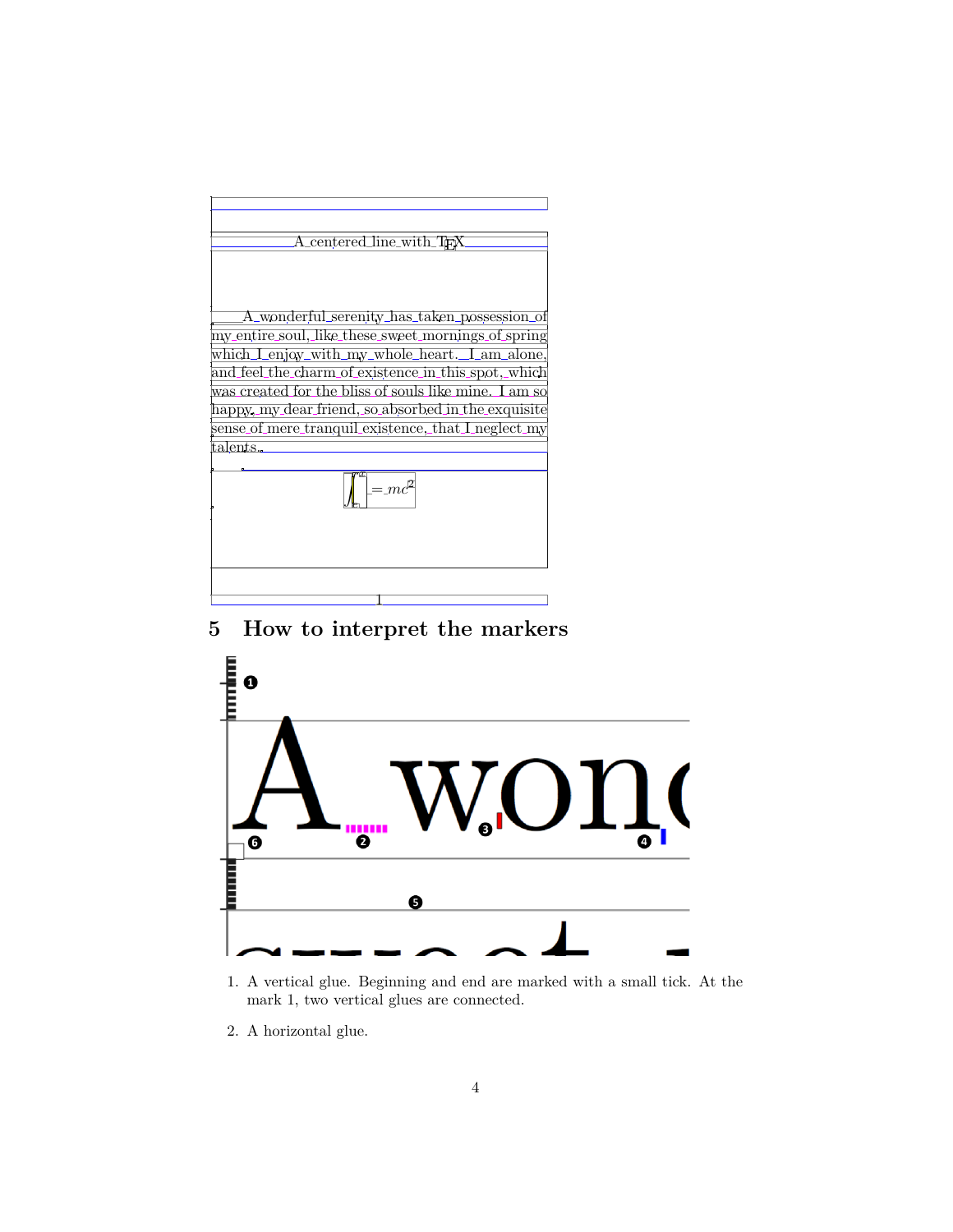## 5 How to interpret the markers

1. A vertical glue. Beginning and end are marked with a small tick. At the mark 1, two vertical glues are connected.

2. A horizontal glue.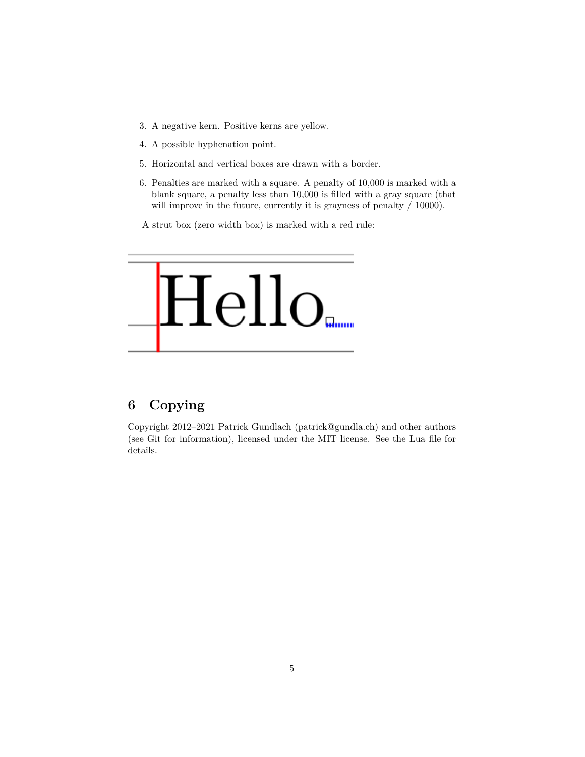3. A negative kern. Positive kerns are yellow.

4. A possible hyphenation point.

5. Horizontal and vertical boxes are drawn with a border.

6. Penalties are marked with a square. A penalty of 10,000 is marked with a blank square, a penalty less than 10,000 is filled with a gray square (that will improve in the future, currently it is grayness of penalty / 10000).

A strut box (zero width box) is marked with a red rule:

Hello

## 6 Copying

Copyright 2012–2021 Patrick Gundlach (patrick@gundla.ch) and other authors (see Git for information), licensed under the MIT license. See the Lua file for details.